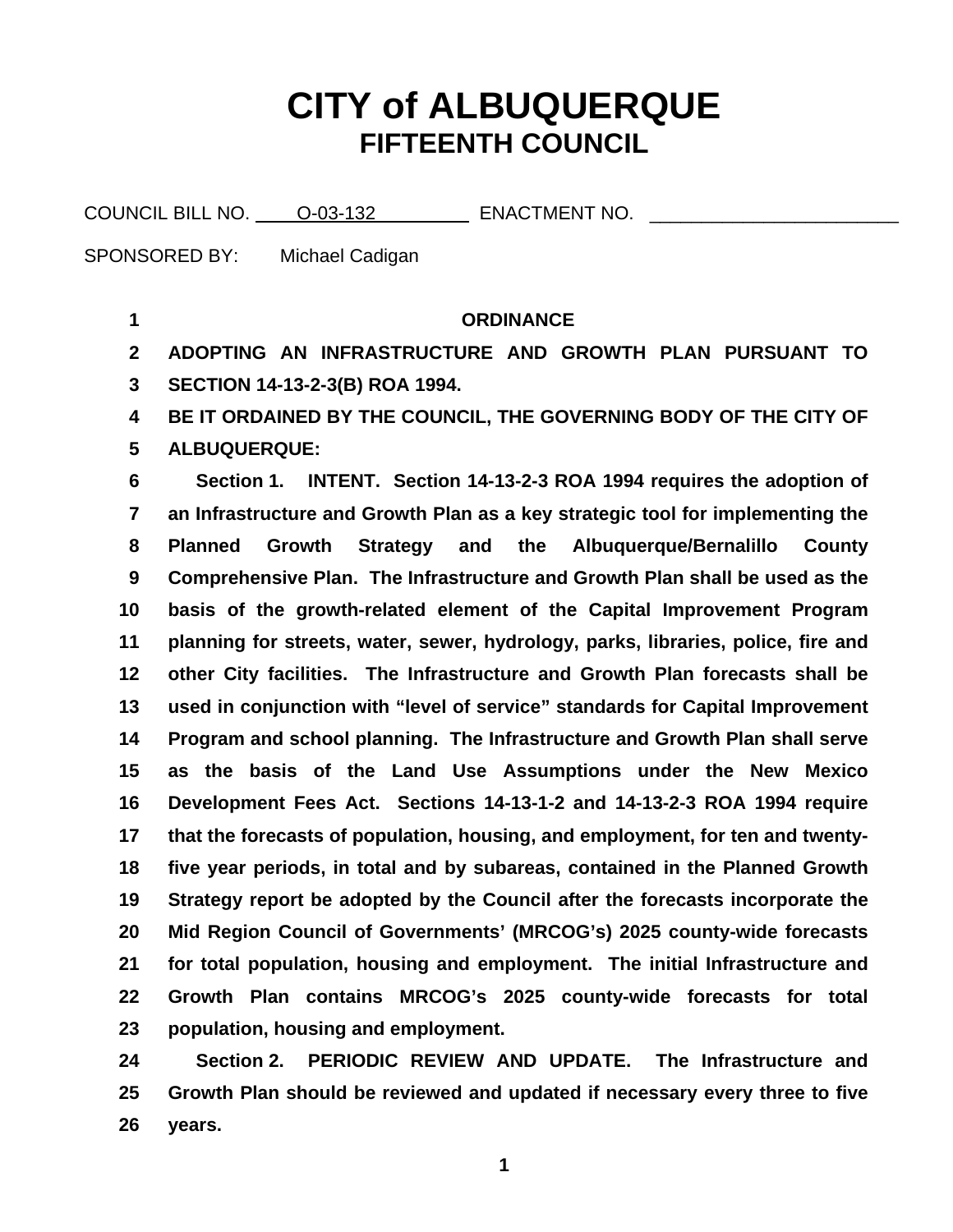# CITY of ALBUQUERQUE

## FIFTEENTH COUNCIL

COUNCIL BILL NO. O-03-132 ENACTMENT NO. ________________________

SPONSORED BY: Michael Cadigan

**ORDINANCE**

**ADOPTING AN INFRASTRUCTURE AND GROWTH PLAN PURSUANT TO SECTION 14-13-2-3(B) ROA 1994.**

**BE IT ORDAINED BY THE COUNCIL, THE GOVERNING BODY OF THE CITY OF ALBUQUERQUE:**

**Section 1. INTENT. Section 14-13-2-3 ROA 1994 requires the adoption of an Infrastructure and Growth Plan as a key strategic tool for implementing the Planned Growth Strategy and the Albuquerque/Bernalillo County Comprehensive Plan. The Infrastructure and Growth Plan shall be used as the basis of the growth-related element of the Capital Improvement Program planning for streets, water, sewer, hydrology, parks, libraries, police, fire and other City facilities. The Infrastructure and Growth Plan forecasts shall be used in conjunction with "level of service" standards for Capital Improvement Program and school planning. The Infrastructure and Growth Plan shall serve as the basis of the Land Use Assumptions under the New Mexico Development Fees Act. Sections 14-13-1-2 and 14-13-2-3 ROA 1994 require that the forecasts of population, housing, and employment, for ten and twenty-five year periods, in total and by subareas, contained in the Planned Growth Strategy report be adopted by the Council after the forecasts incorporate the Mid Region Council of Governments' (MRCOG's) 2025 county-wide forecasts for total population, housing and employment. The initial Infrastructure and Growth Plan contains MRCOG's 2025 county-wide forecasts for total population, housing and employment.**

**Section 2. PERIODIC REVIEW AND UPDATE. The Infrastructure and Growth Plan should be reviewed and updated if necessary every three to five years.**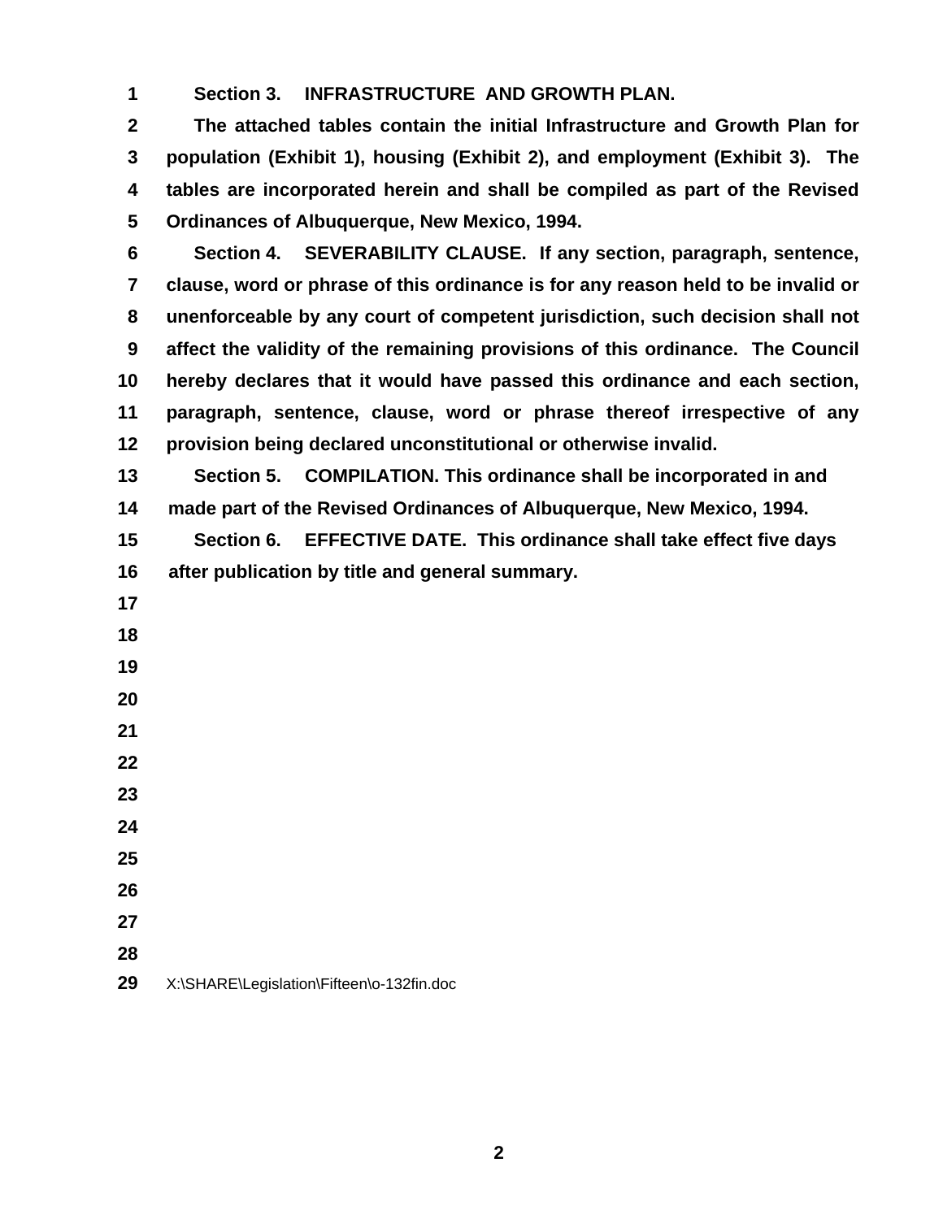**Section 3. INFRASTRUCTURE AND GROWTH PLAN.**

**The attached tables contain the initial Infrastructure and Growth Plan for population (Exhibit 1), housing (Exhibit 2), and employment (Exhibit 3). The tables are incorporated herein and shall be compiled as part of the Revised Ordinances of Albuquerque, New Mexico, 1994.**

**Section 4. SEVERABILITY CLAUSE. If any section, paragraph, sentence, clause, word or phrase of this ordinance is for any reason held to be invalid or unenforceable by any court of competent jurisdiction, such decision shall not affect the validity of the remaining provisions of this ordinance. The Council hereby declares that it would have passed this ordinance and each section, paragraph, sentence, clause, word or phrase thereof irrespective of any provision being declared unconstitutional or otherwise invalid.**

**Section 5. COMPILATION. This ordinance shall be incorporated in and made part of the Revised Ordinances of Albuquerque, New Mexico, 1994.**

**Section 6. EFFECTIVE DATE. This ordinance shall take effect five days after publication by title and general summary.**

X:\SHARE\Legislation\Fifteen\o-132fin.doc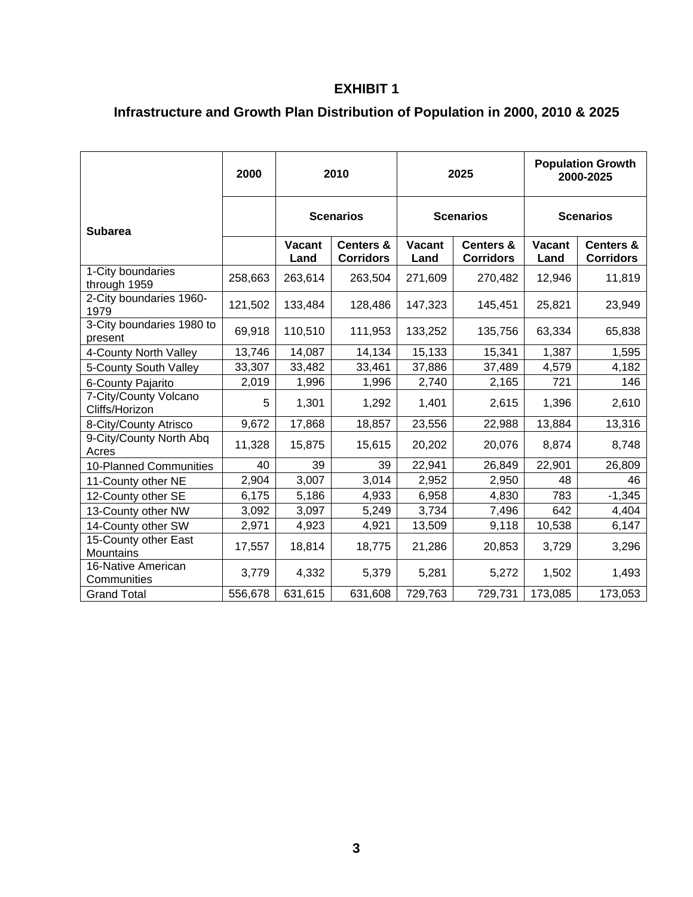# EXHIBIT 1

## Infrastructure and Growth Plan Distribution of Population in 2000, 2010 & 2025

| Subarea | 2000 | 2010 | | 2025 | | Population Growth 2000-2025 | |
|---|---|---|---|---|---|---|---|
| | | Scenarios | | Scenarios | | Scenarios | |
| | | Vacant Land | Centers & Corridors | Vacant Land | Centers & Corridors | Vacant Land | Centers & Corridors |
| 1-City boundaries through 1959 | 258,663 | 263,614 | 263,504 | 271,609 | 270,482 | 12,946 | 11,819 |
| 2-City boundaries 1960-1979 | 121,502 | 133,484 | 128,486 | 147,323 | 145,451 | 25,821 | 23,949 |
| 3-City boundaries 1980 to present | 69,918 | 110,510 | 111,953 | 133,252 | 135,756 | 63,334 | 65,838 |
| 4-County North Valley | 13,746 | 14,087 | 14,134 | 15,133 | 15,341 | 1,387 | 1,595 |
| 5-County South Valley | 33,307 | 33,482 | 33,461 | 37,886 | 37,489 | 4,579 | 4,182 |
| 6-County Pajarito | 2,019 | 1,996 | 1,996 | 2,740 | 2,165 | 721 | 146 |
| 7-City/County Volcano Cliffs/Horizon | 5 | 1,301 | 1,292 | 1,401 | 2,615 | 1,396 | 2,610 |
| 8-City/County Atrisco | 9,672 | 17,868 | 18,857 | 23,556 | 22,988 | 13,884 | 13,316 |
| 9-City/County North Abq Acres | 11,328 | 15,875 | 15,615 | 20,202 | 20,076 | 8,874 | 8,748 |
| 10-Planned Communities | 40 | 39 | 39 | 22,941 | 26,849 | 22,901 | 26,809 |
| 11-County other NE | 2,904 | 3,007 | 3,014 | 2,952 | 2,950 | 48 | 46 |
| 12-County other SE | 6,175 | 5,186 | 4,933 | 6,958 | 4,830 | 783 | -1,345 |
| 13-County other NW | 3,092 | 3,097 | 5,249 | 3,734 | 7,496 | 642 | 4,404 |
| 14-County other SW | 2,971 | 4,923 | 4,921 | 13,509 | 9,118 | 10,538 | 6,147 |
| 15-County other East Mountains | 17,557 | 18,814 | 18,775 | 21,286 | 20,853 | 3,729 | 3,296 |
| 16-Native American Communities | 3,779 | 4,332 | 5,379 | 5,281 | 5,272 | 1,502 | 1,493 |
| Grand Total | 556,678 | 631,615 | 631,608 | 729,763 | 729,731 | 173,085 | 173,053 |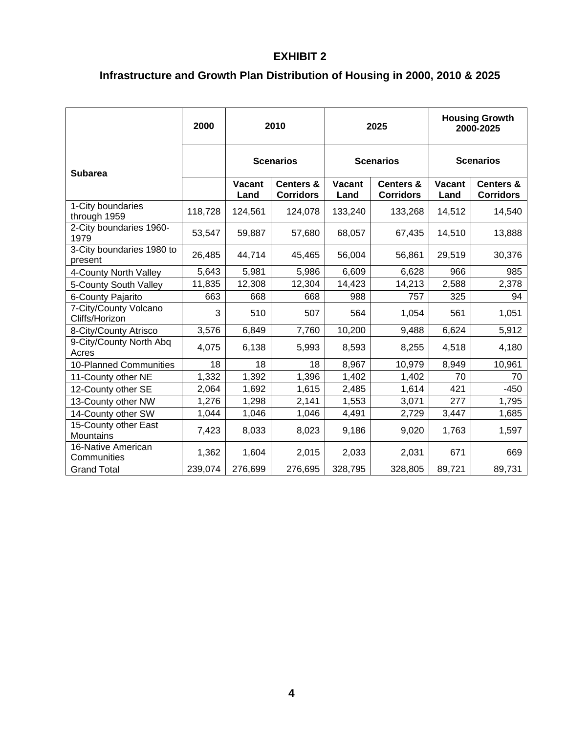# EXHIBIT 2

## Infrastructure and Growth Plan Distribution of Housing in 2000, 2010 & 2025

| Subarea | 2000 | 2010 | | 2025 | | Housing Growth 2000-2025 | |
|---|---|---|---|---|---|---|---|
| | | Scenarios | | Scenarios | | Scenarios | |
| | | Vacant Land | Centers & Corridors | Vacant Land | Centers & Corridors | Vacant Land | Centers & Corridors |
| 1-City boundaries through 1959 | 118,728 | 124,561 | 124,078 | 133,240 | 133,268 | 14,512 | 14,540 |
| 2-City boundaries 1960-1979 | 53,547 | 59,887 | 57,680 | 68,057 | 67,435 | 14,510 | 13,888 |
| 3-City boundaries 1980 to present | 26,485 | 44,714 | 45,465 | 56,004 | 56,861 | 29,519 | 30,376 |
| 4-County North Valley | 5,643 | 5,981 | 5,986 | 6,609 | 6,628 | 966 | 985 |
| 5-County South Valley | 11,835 | 12,308 | 12,304 | 14,423 | 14,213 | 2,588 | 2,378 |
| 6-County Pajarito | 663 | 668 | 668 | 988 | 757 | 325 | 94 |
| 7-City/County Volcano Cliffs/Horizon | 3 | 510 | 507 | 564 | 1,054 | 561 | 1,051 |
| 8-City/County Atrisco | 3,576 | 6,849 | 7,760 | 10,200 | 9,488 | 6,624 | 5,912 |
| 9-City/County North Abq Acres | 4,075 | 6,138 | 5,993 | 8,593 | 8,255 | 4,518 | 4,180 |
| 10-Planned Communities | 18 | 18 | 18 | 8,967 | 10,979 | 8,949 | 10,961 |
| 11-County other NE | 1,332 | 1,392 | 1,396 | 1,402 | 1,402 | 70 | 70 |
| 12-County other SE | 2,064 | 1,692 | 1,615 | 2,485 | 1,614 | 421 | -450 |
| 13-County other NW | 1,276 | 1,298 | 2,141 | 1,553 | 3,071 | 277 | 1,795 |
| 14-County other SW | 1,044 | 1,046 | 1,046 | 4,491 | 2,729 | 3,447 | 1,685 |
| 15-County other East Mountains | 7,423 | 8,033 | 8,023 | 9,186 | 9,020 | 1,763 | 1,597 |
| 16-Native American Communities | 1,362 | 1,604 | 2,015 | 2,033 | 2,031 | 671 | 669 |
| Grand Total | 239,074 | 276,699 | 276,695 | 328,795 | 328,805 | 89,721 | 89,731 |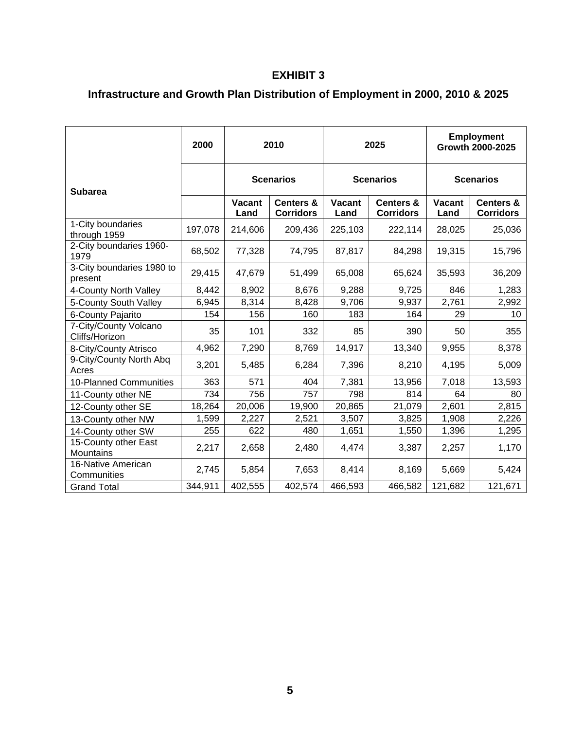# EXHIBIT 3

## Infrastructure and Growth Plan Distribution of Employment in 2000, 2010 & 2025

| Subarea | 2000 | 2010 | | 2025 | | Employment Growth 2000-2025 | |
|---|---|---|---|---|---|---|---|
| | | Scenarios | | Scenarios | | Scenarios | |
| | | Vacant Land | Centers & Corridors | Vacant Land | Centers & Corridors | Vacant Land | Centers & Corridors |
| 1-City boundaries through 1959 | 197,078 | 214,606 | 209,436 | 225,103 | 222,114 | 28,025 | 25,036 |
| 2-City boundaries 1960-1979 | 68,502 | 77,328 | 74,795 | 87,817 | 84,298 | 19,315 | 15,796 |
| 3-City boundaries 1980 to present | 29,415 | 47,679 | 51,499 | 65,008 | 65,624 | 35,593 | 36,209 |
| 4-County North Valley | 8,442 | 8,902 | 8,676 | 9,288 | 9,725 | 846 | 1,283 |
| 5-County South Valley | 6,945 | 8,314 | 8,428 | 9,706 | 9,937 | 2,761 | 2,992 |
| 6-County Pajarito | 154 | 156 | 160 | 183 | 164 | 29 | 10 |
| 7-City/County Volcano Cliffs/Horizon | 35 | 101 | 332 | 85 | 390 | 50 | 355 |
| 8-City/County Atrisco | 4,962 | 7,290 | 8,769 | 14,917 | 13,340 | 9,955 | 8,378 |
| 9-City/County North Abq Acres | 3,201 | 5,485 | 6,284 | 7,396 | 8,210 | 4,195 | 5,009 |
| 10-Planned Communities | 363 | 571 | 404 | 7,381 | 13,956 | 7,018 | 13,593 |
| 11-County other NE | 734 | 756 | 757 | 798 | 814 | 64 | 80 |
| 12-County other SE | 18,264 | 20,006 | 19,900 | 20,865 | 21,079 | 2,601 | 2,815 |
| 13-County other NW | 1,599 | 2,227 | 2,521 | 3,507 | 3,825 | 1,908 | 2,226 |
| 14-County other SW | 255 | 622 | 480 | 1,651 | 1,550 | 1,396 | 1,295 |
| 15-County other East Mountains | 2,217 | 2,658 | 2,480 | 4,474 | 3,387 | 2,257 | 1,170 |
| 16-Native American Communities | 2,745 | 5,854 | 7,653 | 8,414 | 8,169 | 5,669 | 5,424 |
| Grand Total | 344,911 | 402,555 | 402,574 | 466,593 | 466,582 | 121,682 | 121,671 |